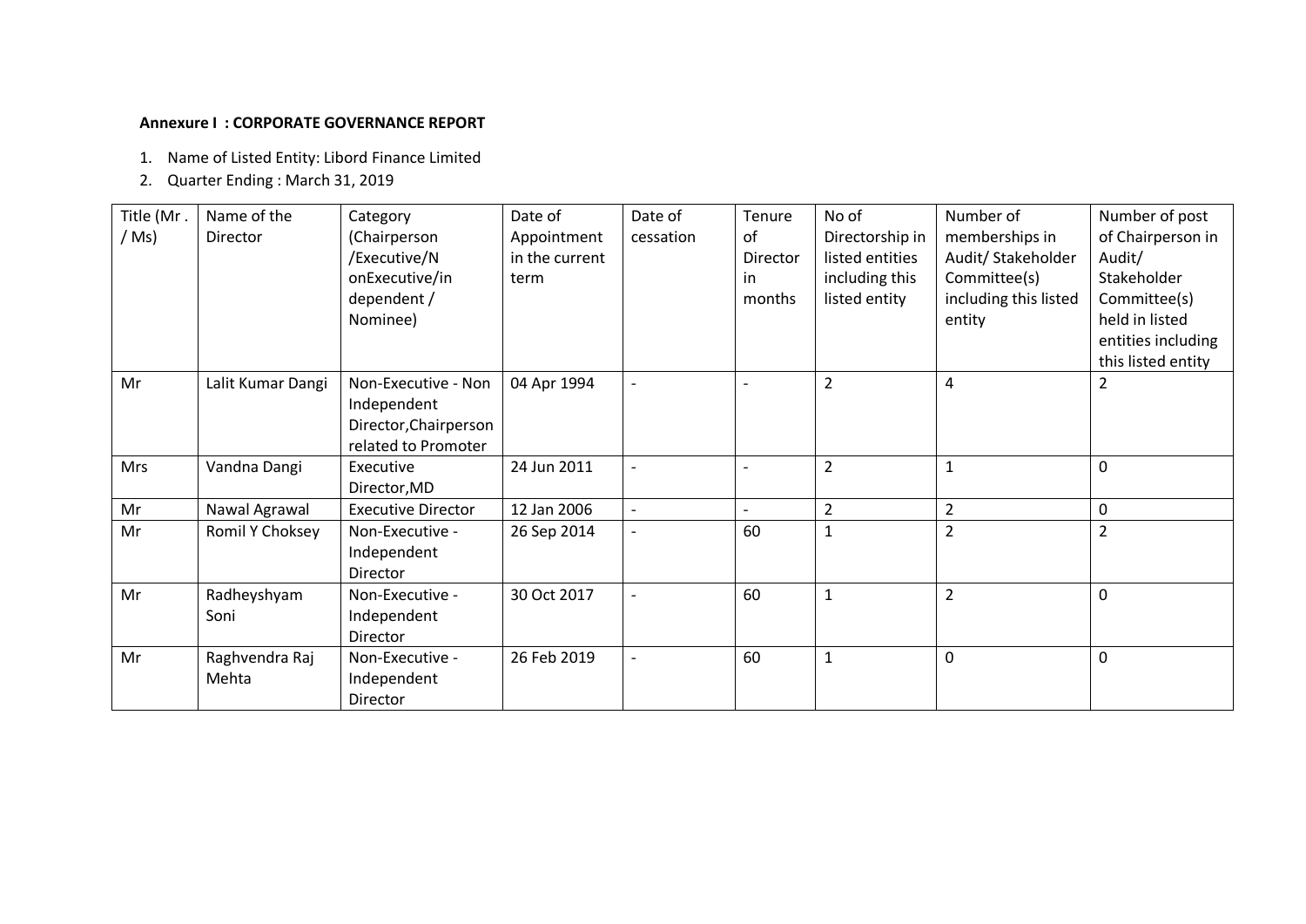**Annexure I : CORPORATE GOVERNANCE REPORT**

1. Name of Listed Entity: Libord Finance Limited
2. Quarter Ending : March 31, 2019

| Title (Mr . / Ms) | Name of the Director | Category (Chairperson /Executive/N onExecutive/in dependent / Nominee) | Date of Appointment in the current term | Date of cessation | Tenure of Director in months | No of Directorship in listed entities including this listed entity | Number of memberships in Audit/ Stakeholder Committee(s) including this listed entity | Number of post of Chairperson in Audit/ Stakeholder Committee(s) held in listed entities including this listed entity |
|---|---|---|---|---|---|---|---|---|
| Mr | Lalit Kumar Dangi | Non-Executive - Non Independent Director,Chairperson related to Promoter | 04 Apr 1994 | - | - | 2 | 4 | 2 |
| Mrs | Vandna Dangi | Executive Director,MD | 24 Jun 2011 | - | - | 2 | 1 | 0 |
| Mr | Nawal Agrawal | Executive Director | 12 Jan 2006 | - | - | 2 | 2 | 0 |
| Mr | Romil Y Choksey | Non-Executive - Independent Director | 26 Sep 2014 | - | 60 | 1 | 2 | 2 |
| Mr | Radheyshyam Soni | Non-Executive - Independent Director | 30 Oct 2017 | - | 60 | 1 | 2 | 0 |
| Mr | Raghvendra Raj Mehta | Non-Executive - Independent Director | 26 Feb 2019 | - | 60 | 1 | 0 | 0 |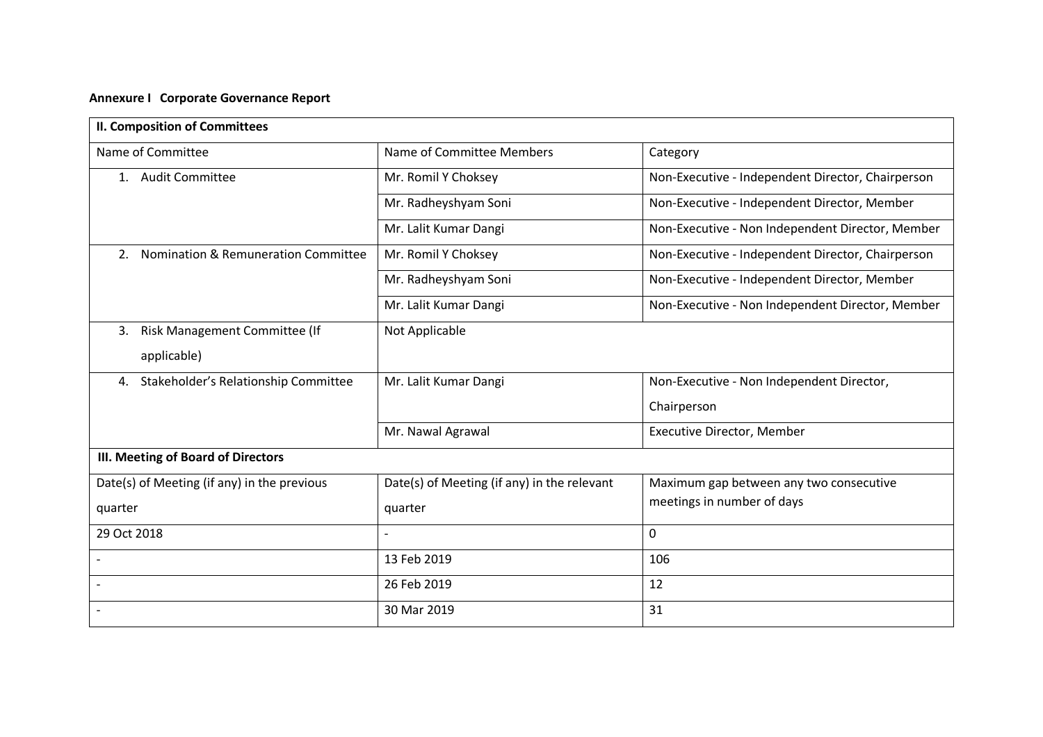**Annexure I Corporate Governance Report**

| II. Composition of Committees | | |
|---|---|---|
| Name of Committee | Name of Committee Members | Category |
| 1. Audit Committee | Mr. Romil Y Choksey | Non-Executive - Independent Director, Chairperson |
| | Mr. Radheyshyam Soni | Non-Executive - Independent Director, Member |
| | Mr. Lalit Kumar Dangi | Non-Executive - Non Independent Director, Member |
| 2. Nomination & Remuneration Committee | Mr. Romil Y Choksey | Non-Executive - Independent Director, Chairperson |
| | Mr. Radheyshyam Soni | Non-Executive - Independent Director, Member |
| | Mr. Lalit Kumar Dangi | Non-Executive - Non Independent Director, Member |
| 3. Risk Management Committee (If applicable) | Not Applicable | |
| 4. Stakeholder's Relationship Committee | Mr. Lalit Kumar Dangi | Non-Executive - Non Independent Director, Chairperson |
| | Mr. Nawal Agrawal | Executive Director, Member |

| III. Meeting of Board of Directors | | |
|---|---|---|
| Date(s) of Meeting (if any) in the previous quarter | Date(s) of Meeting (if any) in the relevant quarter | Maximum gap between any two consecutive meetings in number of days |
| 29 Oct 2018 | - | 0 |
| - | 13 Feb 2019 | 106 |
| - | 26 Feb 2019 | 12 |
| - | 30 Mar 2019 | 31 |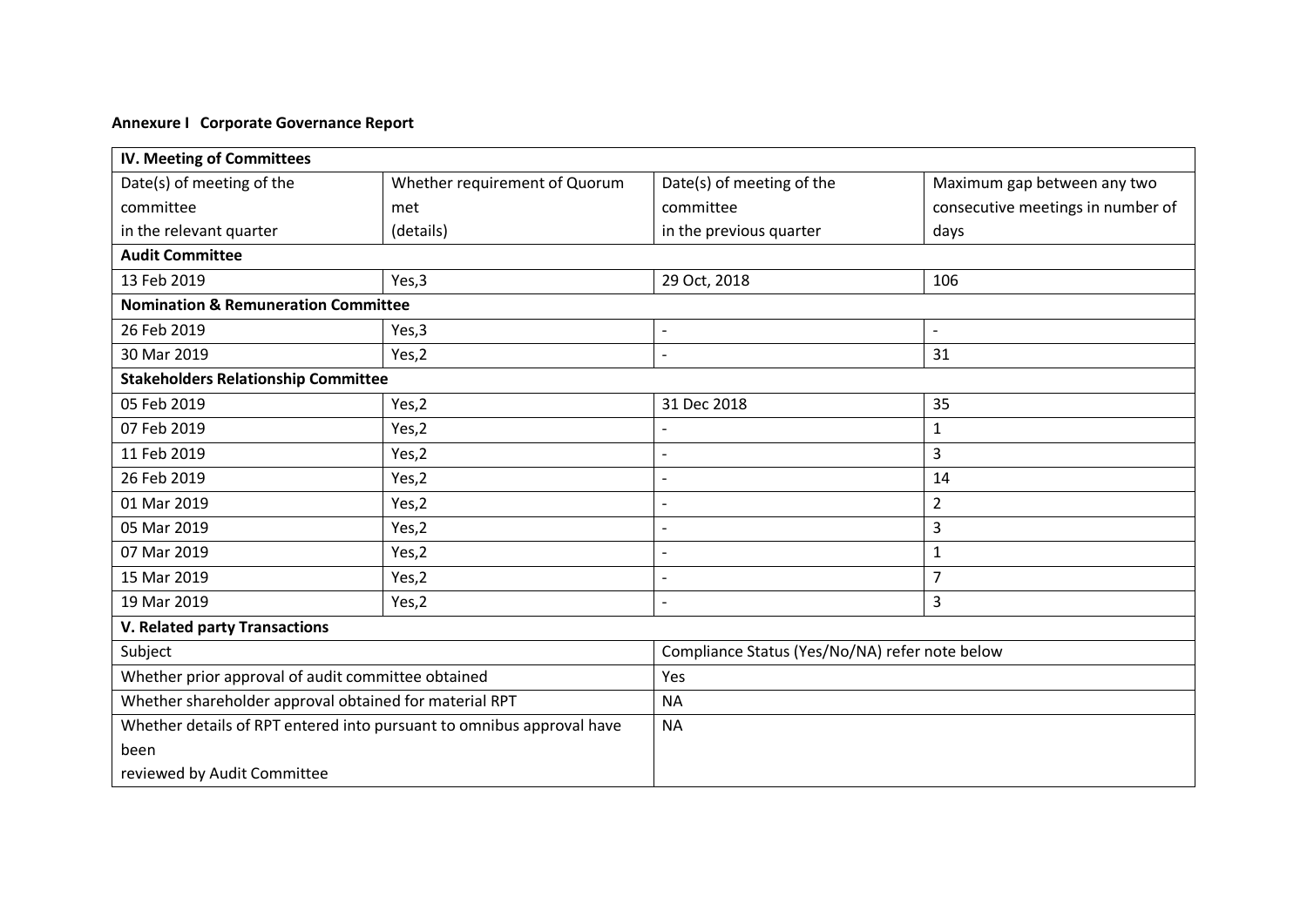**Annexure I Corporate Governance Report**

| IV. Meeting of Committees | | | |
|---|---|---|---|
| Date(s) of meeting of the committee in the relevant quarter | Whether requirement of Quorum met (details) | Date(s) of meeting of the committee in the previous quarter | Maximum gap between any two consecutive meetings in number of days |
| **Audit Committee** | | | |
| 13 Feb 2019 | Yes,3 | 29 Oct, 2018 | 106 |
| **Nomination & Remuneration Committee** | | | |
| 26 Feb 2019 | Yes,3 | - | - |
| 30 Mar 2019 | Yes,2 | - | 31 |
| **Stakeholders Relationship Committee** | | | |
| 05 Feb 2019 | Yes,2 | 31 Dec 2018 | 35 |
| 07 Feb 2019 | Yes,2 | - | 1 |
| 11 Feb 2019 | Yes,2 | - | 3 |
| 26 Feb 2019 | Yes,2 | - | 14 |
| 01 Mar 2019 | Yes,2 | - | 2 |
| 05 Mar 2019 | Yes,2 | - | 3 |
| 07 Mar 2019 | Yes,2 | - | 1 |
| 15 Mar 2019 | Yes,2 | - | 7 |
| 19 Mar 2019 | Yes,2 | - | 3 |

| V. Related party Transactions | |
|---|---|
| Subject | Compliance Status (Yes/No/NA) refer note below |
| Whether prior approval of audit committee obtained | Yes |
| Whether shareholder approval obtained for material RPT | NA |
| Whether details of RPT entered into pursuant to omnibus approval have been reviewed by Audit Committee | NA |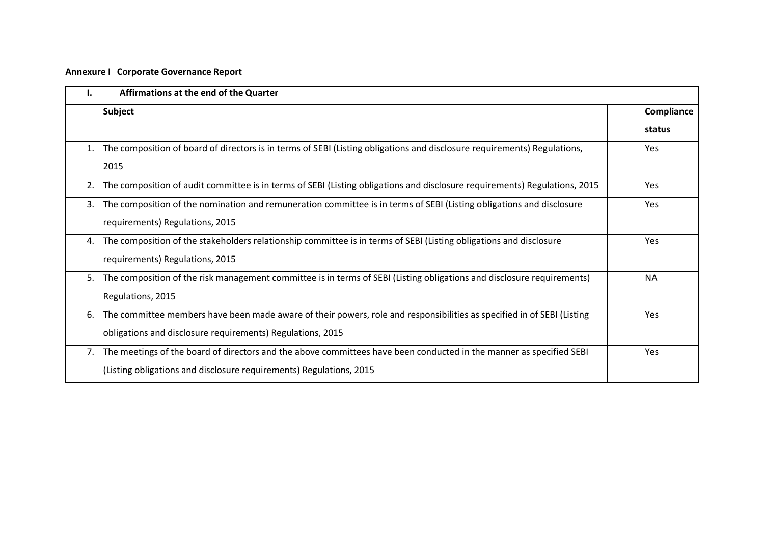**Annexure I Corporate Governance Report**

| I. | Affirmations at the end of the Quarter | |
|---|---|---|
| | **Subject** | **Compliance status** |
| 1. | The composition of board of directors is in terms of SEBI (Listing obligations and disclosure requirements) Regulations, 2015 | Yes |
| 2. | The composition of audit committee is in terms of SEBI (Listing obligations and disclosure requirements) Regulations, 2015 | Yes |
| 3. | The composition of the nomination and remuneration committee is in terms of SEBI (Listing obligations and disclosure requirements) Regulations, 2015 | Yes |
| 4. | The composition of the stakeholders relationship committee is in terms of SEBI (Listing obligations and disclosure requirements) Regulations, 2015 | Yes |
| 5. | The composition of the risk management committee is in terms of SEBI (Listing obligations and disclosure requirements) Regulations, 2015 | NA |
| 6. | The committee members have been made aware of their powers, role and responsibilities as specified in of SEBI (Listing obligations and disclosure requirements) Regulations, 2015 | Yes |
| 7. | The meetings of the board of directors and the above committees have been conducted in the manner as specified SEBI (Listing obligations and disclosure requirements) Regulations, 2015 | Yes |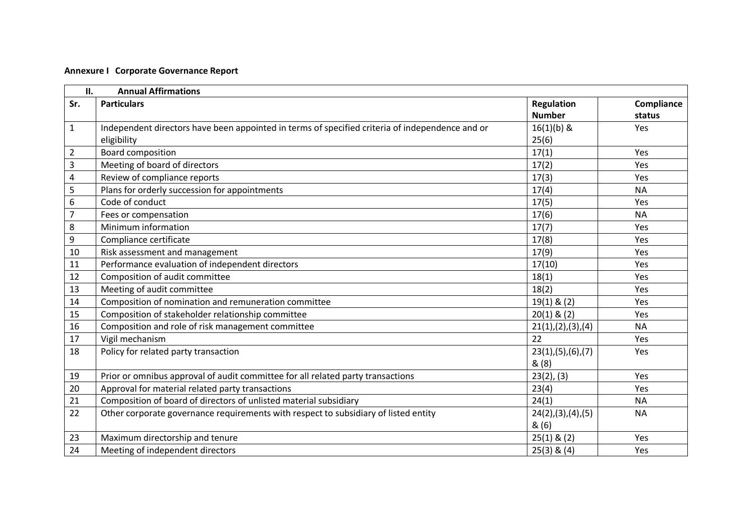**Annexure I Corporate Governance Report**

| II. | Annual Affirmations | | |
|---|---|---|---|
| **Sr.** | **Particulars** | **Regulation Number** | **Compliance status** |
| 1 | Independent directors have been appointed in terms of specified criteria of independence and or eligibility | 16(1)(b) & 25(6) | Yes |
| 2 | Board composition | 17(1) | Yes |
| 3 | Meeting of board of directors | 17(2) | Yes |
| 4 | Review of compliance reports | 17(3) | Yes |
| 5 | Plans for orderly succession for appointments | 17(4) | NA |
| 6 | Code of conduct | 17(5) | Yes |
| 7 | Fees or compensation | 17(6) | NA |
| 8 | Minimum information | 17(7) | Yes |
| 9 | Compliance certificate | 17(8) | Yes |
| 10 | Risk assessment and management | 17(9) | Yes |
| 11 | Performance evaluation of independent directors | 17(10) | Yes |
| 12 | Composition of audit committee | 18(1) | Yes |
| 13 | Meeting of audit committee | 18(2) | Yes |
| 14 | Composition of nomination and remuneration committee | 19(1) & (2) | Yes |
| 15 | Composition of stakeholder relationship committee | 20(1) & (2) | Yes |
| 16 | Composition and role of risk management committee | 21(1),(2),(3),(4) | NA |
| 17 | Vigil mechanism | 22 | Yes |
| 18 | Policy for related party transaction | 23(1),(5),(6),(7) & (8) | Yes |
| 19 | Prior or omnibus approval of audit committee for all related party transactions | 23(2), (3) | Yes |
| 20 | Approval for material related party transactions | 23(4) | Yes |
| 21 | Composition of board of directors of unlisted material subsidiary | 24(1) | NA |
| 22 | Other corporate governance requirements with respect to subsidiary of listed entity | 24(2),(3),(4),(5) & (6) | NA |
| 23 | Maximum directorship and tenure | 25(1) & (2) | Yes |
| 24 | Meeting of independent directors | 25(3) & (4) | Yes |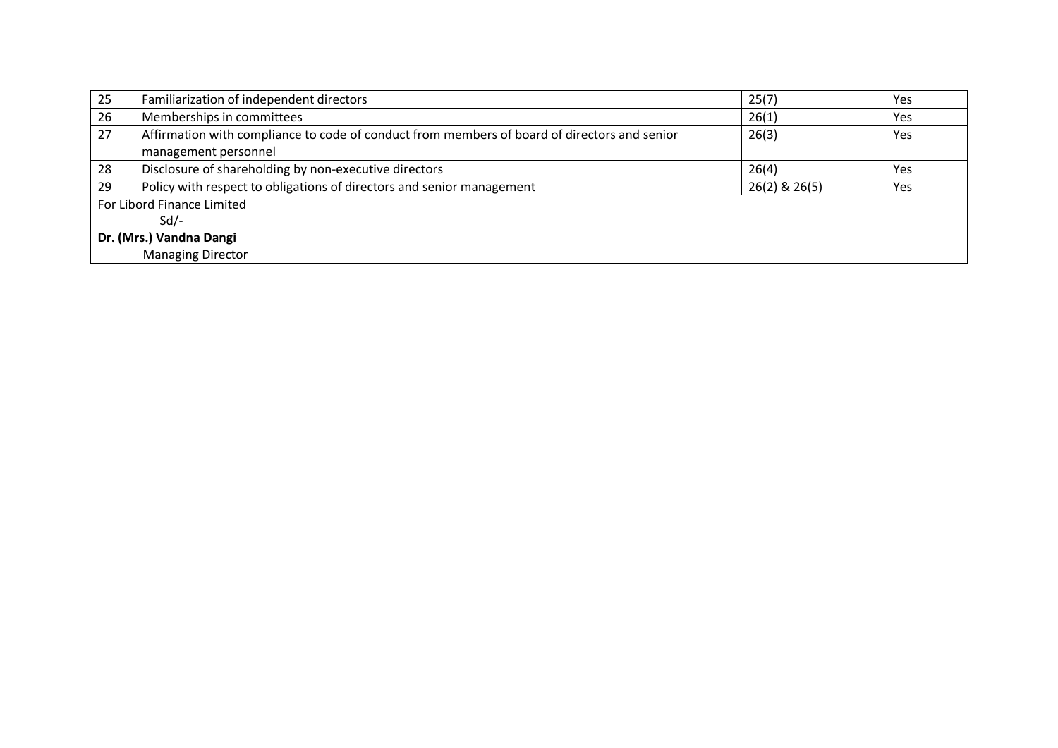| | | | |
|---|---|---|---|
| 25 | Familiarization of independent directors | 25(7) | Yes |
| 26 | Memberships in committees | 26(1) | Yes |
| 27 | Affirmation with compliance to code of conduct from members of board of directors and senior management personnel | 26(3) | Yes |
| 28 | Disclosure of shareholding by non-executive directors | 26(4) | Yes |
| 29 | Policy with respect to obligations of directors and senior management | 26(2) & 26(5) | Yes |

For Libord Finance Limited

Sd/-

**Dr. (Mrs.) Vandna Dangi**

Managing Director